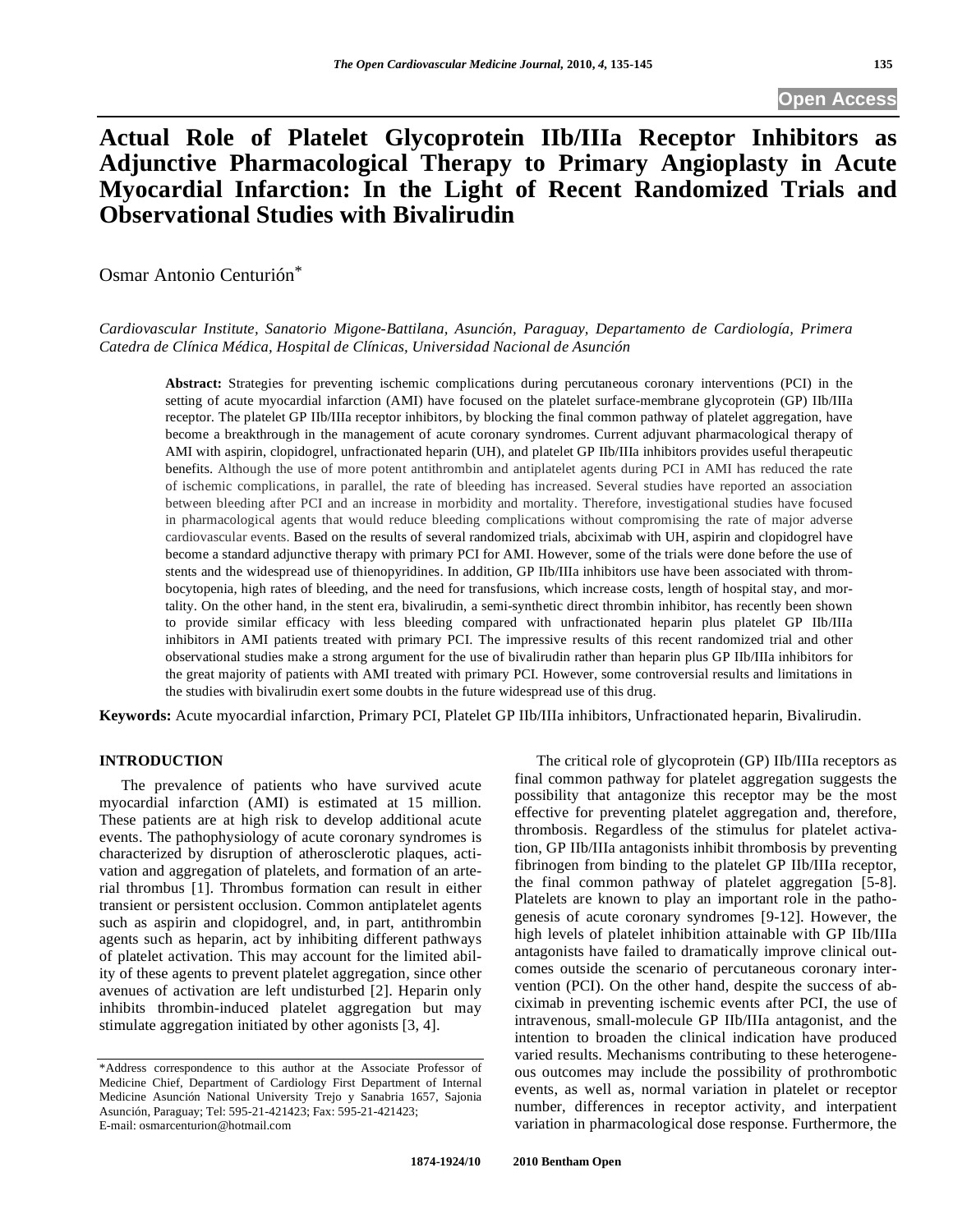# Actual Role of Platelet Glycoprotein IIb/IIIa Receptor Inhibitors as Adjunctive Pharmacological Therapy to Primary Angioplasty in Acute Myocardial Infarction: In the Light of Recent Randomized Trials and Observational Studies with Bivalirudin

Osmar Antonio Centurión*

*Cardiovascular Institute, Sanatorio Migone-Battilana, Asunción, Paraguay, Departamento de Cardiología, Primera Catedra de Clínica Médica, Hospital de Clínicas, Universidad Nacional de Asunción*

**Abstract:** Strategies for preventing ischemic complications during percutaneous coronary interventions (PCI) in the setting of acute myocardial infarction (AMI) have focused on the platelet surface-membrane glycoprotein (GP) IIb/IIIa receptor. The platelet GP IIb/IIIa receptor inhibitors, by blocking the final common pathway of platelet aggregation, have become a breakthrough in the management of acute coronary syndromes. Current adjuvant pharmacological therapy of AMI with aspirin, clopidogrel, unfractionated heparin (UH), and platelet GP IIb/IIIa inhibitors provides useful therapeutic benefits. Although the use of more potent antithrombin and antiplatelet agents during PCI in AMI has reduced the rate of ischemic complications, in parallel, the rate of bleeding has increased. Several studies have reported an association between bleeding after PCI and an increase in morbidity and mortality. Therefore, investigational studies have focused in pharmacological agents that would reduce bleeding complications without compromising the rate of major adverse cardiovascular events. Based on the results of several randomized trials, abciximab with UH, aspirin and clopidogrel have become a standard adjunctive therapy with primary PCI for AMI. However, some of the trials were done before the use of stents and the widespread use of thienopyridines. In addition, GP IIb/IIIa inhibitors use have been associated with thrombocytopenia, high rates of bleeding, and the need for transfusions, which increase costs, length of hospital stay, and mortality. On the other hand, in the stent era, bivalirudin, a semi-synthetic direct thrombin inhibitor, has recently been shown to provide similar efficacy with less bleeding compared with unfractionated heparin plus platelet GP IIb/IIIa inhibitors in AMI patients treated with primary PCI. The impressive results of this recent randomized trial and other observational studies make a strong argument for the use of bivalirudin rather than heparin plus GP IIb/IIIa inhibitors for the great majority of patients with AMI treated with primary PCI. However, some controversial results and limitations in the studies with bivalirudin exert some doubts in the future widespread use of this drug.

**Keywords:** Acute myocardial infarction, Primary PCI, Platelet GP IIb/IIIa inhibitors, Unfractionated heparin, Bivalirudin.

## INTRODUCTION

The prevalence of patients who have survived acute myocardial infarction (AMI) is estimated at 15 million. These patients are at high risk to develop additional acute events. The pathophysiology of acute coronary syndromes is characterized by disruption of atherosclerotic plaques, activation and aggregation of platelets, and formation of an arterial thrombus [1]. Thrombus formation can result in either transient or persistent occlusion. Common antiplatelet agents such as aspirin and clopidogrel, and, in part, antithrombin agents such as heparin, act by inhibiting different pathways of platelet activation. This may account for the limited ability of these agents to prevent platelet aggregation, since other avenues of activation are left undisturbed [2]. Heparin only inhibits thrombin-induced platelet aggregation but may stimulate aggregation initiated by other agonists [3, 4].

The critical role of glycoprotein (GP) IIb/IIIa receptors as final common pathway for platelet aggregation suggests the possibility that antagonize this receptor may be the most effective for preventing platelet aggregation and, therefore, thrombosis. Regardless of the stimulus for platelet activation, GP IIb/IIIa antagonists inhibit thrombosis by preventing fibrinogen from binding to the platelet GP IIb/IIIa receptor, the final common pathway of platelet aggregation [5-8]. Platelets are known to play an important role in the pathogenesis of acute coronary syndromes [9-12]. However, the high levels of platelet inhibition attainable with GP IIb/IIIa antagonists have failed to dramatically improve clinical outcomes outside the scenario of percutaneous coronary intervention (PCI). On the other hand, despite the success of abciximab in preventing ischemic events after PCI, the use of intravenous, small-molecule GP IIb/IIIa antagonist, and the intention to broaden the clinical indication have produced varied results. Mechanisms contributing to these heterogeneous outcomes may include the possibility of prothrombotic events, as well as, normal variation in platelet or receptor number, differences in receptor activity, and interpatient variation in pharmacological dose response. Furthermore, the

*Address correspondence to this author at the Associate Professor of Medicine Chief, Department of Cardiology First Department of Internal Medicine Asunción National University Trejo y Sanabria 1657, Sajonia Asunción, Paraguay; Tel: 595-21-421423; Fax: 595-21-421423; E-mail: osmarcenturion@hotmail.com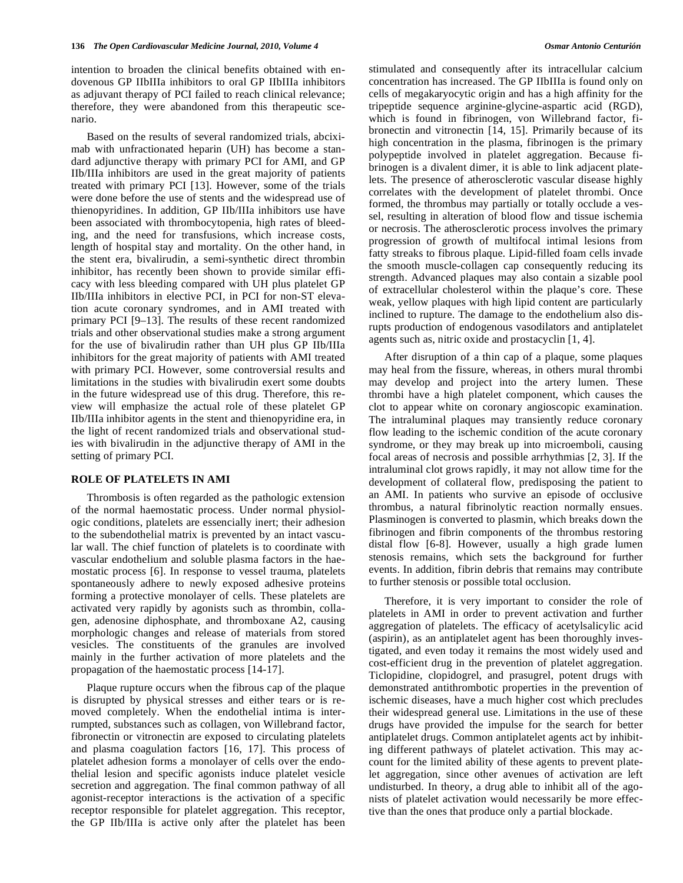intention to broaden the clinical benefits obtained with endovenous GP IIbIIIa inhibitors to oral GP IIbIIIa inhibitors as adjuvant therapy of PCI failed to reach clinical relevance; therefore, they were abandoned from this therapeutic scenario.

Based on the results of several randomized trials, abciximab with unfractionated heparin (UH) has become a standard adjunctive therapy with primary PCI for AMI, and GP IIb/IIIa inhibitors are used in the great majority of patients treated with primary PCI [13]. However, some of the trials were done before the use of stents and the widespread use of thienopyridines. In addition, GP IIb/IIIa inhibitors use have been associated with thrombocytopenia, high rates of bleeding, and the need for transfusions, which increase costs, length of hospital stay and mortality. On the other hand, in the stent era, bivalirudin, a semi-synthetic direct thrombin inhibitor, has recently been shown to provide similar efficacy with less bleeding compared with UH plus platelet GP IIb/IIIa inhibitors in elective PCI, in PCI for non-ST elevation acute coronary syndromes, and in AMI treated with primary PCI [9–13]. The results of these recent randomized trials and other observational studies make a strong argument for the use of bivalirudin rather than UH plus GP IIb/IIIa inhibitors for the great majority of patients with AMI treated with primary PCI. However, some controversial results and limitations in the studies with bivalirudin exert some doubts in the future widespread use of this drug. Therefore, this review will emphasize the actual role of these platelet GP IIb/IIIa inhibitor agents in the stent and thienopyridine era, in the light of recent randomized trials and observational studies with bivalirudin in the adjunctive therapy of AMI in the setting of primary PCI.

## ROLE OF PLATELETS IN AMI

Thrombosis is often regarded as the pathologic extension of the normal haemostatic process. Under normal physiologic conditions, platelets are essencially inert; their adhesion to the subendothelial matrix is prevented by an intact vascular wall. The chief function of platelets is to coordinate with vascular endothelium and soluble plasma factors in the haemostatic process [6]. In response to vessel trauma, platelets spontaneously adhere to newly exposed adhesive proteins forming a protective monolayer of cells. These platelets are activated very rapidly by agonists such as thrombin, collagen, adenosine diphosphate, and thromboxane A2, causing morphologic changes and release of materials from stored vesicles. The constituents of the granules are involved mainly in the further activation of more platelets and the propagation of the haemostatic process [14-17].

Plaque rupture occurs when the fibrous cap of the plaque is disrupted by physical stresses and either tears or is removed completely. When the endothelial intima is interrumpted, substances such as collagen, von Willebrand factor, fibronectin or vitronectin are exposed to circulating platelets and plasma coagulation factors [16, 17]. This process of platelet adhesion forms a monolayer of cells over the endothelial lesion and specific agonists induce platelet vesicle secretion and aggregation. The final common pathway of all agonist-receptor interactions is the activation of a specific receptor responsible for platelet aggregation. This receptor, the GP IIb/IIIa is active only after the platelet has been stimulated and consequently after its intracellular calcium concentration has increased. The GP IIbIIIa is found only on cells of megakaryocytic origin and has a high affinity for the tripeptide sequence arginine-glycine-aspartic acid (RGD), which is found in fibrinogen, von Willebrand factor, fibronectin and vitronectin [14, 15]. Primarily because of its high concentration in the plasma, fibrinogen is the primary polypeptide involved in platelet aggregation. Because fibrinogen is a divalent dimer, it is able to link adjacent platelets. The presence of atherosclerotic vascular disease highly correlates with the development of platelet thrombi. Once formed, the thrombus may partially or totally occlude a vessel, resulting in alteration of blood flow and tissue ischemia or necrosis. The atherosclerotic process involves the primary progression of growth of multifocal intimal lesions from fatty streaks to fibrous plaque. Lipid-filled foam cells invade the smooth muscle-collagen cap consequently reducing its strength. Advanced plaques may also contain a sizable pool of extracellular cholesterol within the plaque's core. These weak, yellow plaques with high lipid content are particularly inclined to rupture. The damage to the endothelium also disrupts production of endogenous vasodilators and antiplatelet agents such as, nitric oxide and prostacyclin [1, 4].

After disruption of a thin cap of a plaque, some plaques may heal from the fissure, whereas, in others mural thrombi may develop and project into the artery lumen. These thrombi have a high platelet component, which causes the clot to appear white on coronary angioscopic examination. The intraluminal plaques may transiently reduce coronary flow leading to the ischemic condition of the acute coronary syndrome, or they may break up into microemboli, causing focal areas of necrosis and possible arrhythmias [2, 3]. If the intraluminal clot grows rapidly, it may not allow time for the development of collateral flow, predisposing the patient to an AMI. In patients who survive an episode of occlusive thrombus, a natural fibrinolytic reaction normally ensues. Plasminogen is converted to plasmin, which breaks down the fibrinogen and fibrin components of the thrombus restoring distal flow [6-8]. However, usually a high grade lumen stenosis remains, which sets the background for further events. In addition, fibrin debris that remains may contribute to further stenosis or possible total occlusion.

Therefore, it is very important to consider the role of platelets in AMI in order to prevent activation and further aggregation of platelets. The efficacy of acetylsalicylic acid (aspirin), as an antiplatelet agent has been thoroughly investigated, and even today it remains the most widely used and cost-efficient drug in the prevention of platelet aggregation. Ticlopidine, clopidogrel, and prasugrel, potent drugs with demonstrated antithrombotic properties in the prevention of ischemic diseases, have a much higher cost which precludes their widespread general use. Limitations in the use of these drugs have provided the impulse for the search for better antiplatelet drugs. Common antiplatelet agents act by inhibiting different pathways of platelet activation. This may account for the limited ability of these agents to prevent platelet aggregation, since other avenues of activation are left undisturbed. In theory, a drug able to inhibit all of the agonists of platelet activation would necessarily be more effective than the ones that produce only a partial blockade.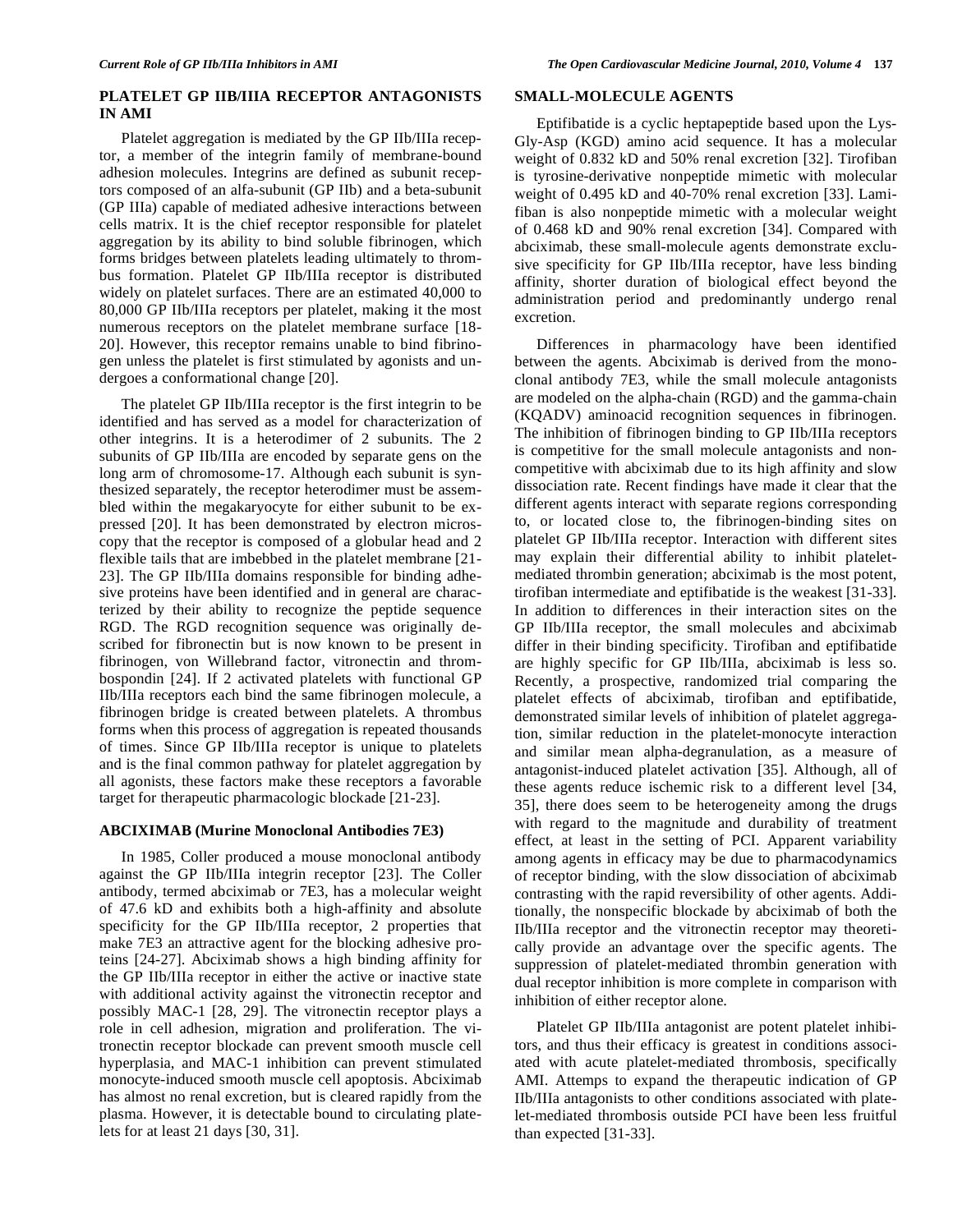## PLATELET GP IIB/IIIA RECEPTOR ANTAGONISTS IN AMI

Platelet aggregation is mediated by the GP IIb/IIIa receptor, a member of the integrin family of membrane-bound adhesion molecules. Integrins are defined as subunit receptors composed of an alfa-subunit (GP IIb) and a beta-subunit (GP IIIa) capable of mediated adhesive interactions between cells matrix. It is the chief receptor responsible for platelet aggregation by its ability to bind soluble fibrinogen, which forms bridges between platelets leading ultimately to thrombus formation. Platelet GP IIb/IIIa receptor is distributed widely on platelet surfaces. There are an estimated 40,000 to 80,000 GP IIb/IIIa receptors per platelet, making it the most numerous receptors on the platelet membrane surface [18-20]. However, this receptor remains unable to bind fibrinogen unless the platelet is first stimulated by agonists and undergoes a conformational change [20].

The platelet GP IIb/IIIa receptor is the first integrin to be identified and has served as a model for characterization of other integrins. It is a heterodimer of 2 subunits. The 2 subunits of GP IIb/IIIa are encoded by separate gens on the long arm of chromosome-17. Although each subunit is synthesized separately, the receptor heterodimer must be assembled within the megakaryocyte for either subunit to be expressed [20]. It has been demonstrated by electron microscopy that the receptor is composed of a globular head and 2 flexible tails that are imbebbed in the platelet membrane [21-23]. The GP IIb/IIIa domains responsible for binding adhesive proteins have been identified and in general are characterized by their ability to recognize the peptide sequence RGD. The RGD recognition sequence was originally described for fibronectin but is now known to be present in fibrinogen, von Willebrand factor, vitronectin and thrombospondin [24]. If 2 activated platelets with functional GP IIb/IIIa receptors each bind the same fibrinogen molecule, a fibrinogen bridge is created between platelets. A thrombus forms when this process of aggregation is repeated thousands of times. Since GP IIb/IIIa receptor is unique to platelets and is the final common pathway for platelet aggregation by all agonists, these factors make these receptors a favorable target for therapeutic pharmacologic blockade [21-23].

## ABCIXIMAB (Murine Monoclonal Antibodies 7E3)

In 1985, Coller produced a mouse monoclonal antibody against the GP IIb/IIIa integrin receptor [23]. The Coller antibody, termed abciximab or 7E3, has a molecular weight of 47.6 kD and exhibits both a high-affinity and absolute specificity for the GP IIb/IIIa receptor, 2 properties that make 7E3 an attractive agent for the blocking adhesive proteins [24-27]. Abciximab shows a high binding affinity for the GP IIb/IIIa receptor in either the active or inactive state with additional activity against the vitronectin receptor and possibly MAC-1 [28, 29]. The vitronectin receptor plays a role in cell adhesion, migration and proliferation. The vitronectin receptor blockade can prevent smooth muscle cell hyperplasia, and MAC-1 inhibition can prevent stimulated monocyte-induced smooth muscle cell apoptosis. Abciximab has almost no renal excretion, but is cleared rapidly from the plasma. However, it is detectable bound to circulating platelets for at least 21 days [30, 31].

## SMALL-MOLECULE AGENTS

Eptifibatide is a cyclic heptapeptide based upon the Lys-Gly-Asp (KGD) amino acid sequence. It has a molecular weight of 0.832 kD and 50% renal excretion [32]. Tirofiban is tyrosine-derivative nonpeptide mimetic with molecular weight of 0.495 kD and 40-70% renal excretion [33]. Lamifiban is also nonpeptide mimetic with a molecular weight of 0.468 kD and 90% renal excretion [34]. Compared with abciximab, these small-molecule agents demonstrate exclusive specificity for GP IIb/IIIa receptor, have less binding affinity, shorter duration of biological effect beyond the administration period and predominantly undergo renal excretion.

Differences in pharmacology have been identified between the agents. Abciximab is derived from the monoclonal antibody 7E3, while the small molecule antagonists are modeled on the alpha-chain (RGD) and the gamma-chain (KQADV) aminoacid recognition sequences in fibrinogen. The inhibition of fibrinogen binding to GP IIb/IIIa receptors is competitive for the small molecule antagonists and non-competitive with abciximab due to its high affinity and slow dissociation rate. Recent findings have made it clear that the different agents interact with separate regions corresponding to, or located close to, the fibrinogen-binding sites on platelet GP IIb/IIIa receptor. Interaction with different sites may explain their differential ability to inhibit platelet-mediated thrombin generation; abciximab is the most potent, tirofiban intermediate and eptifibatide is the weakest [31-33]. In addition to differences in their interaction sites on the GP IIb/IIIa receptor, the small molecules and abciximab differ in their binding specificity. Tirofiban and eptifibatide are highly specific for GP IIb/IIIa, abciximab is less so. Recently, a prospective, randomized trial comparing the platelet effects of abciximab, tirofiban and eptifibatide, demonstrated similar levels of inhibition of platelet aggregation, similar reduction in the platelet-monocyte interaction and similar mean alpha-degranulation, as a measure of antagonist-induced platelet activation [35]. Although, all of these agents reduce ischemic risk to a different level [34, 35], there does seem to be heterogeneity among the drugs with regard to the magnitude and durability of treatment effect, at least in the setting of PCI. Apparent variability among agents in efficacy may be due to pharmacodynamics of receptor binding, with the slow dissociation of abciximab contrasting with the rapid reversibility of other agents. Additionally, the nonspecific blockade by abciximab of both the IIb/IIIa receptor and the vitronectin receptor may theoretically provide an advantage over the specific agents. The suppression of platelet-mediated thrombin generation with dual receptor inhibition is more complete in comparison with inhibition of either receptor alone.

Platelet GP IIb/IIIa antagonist are potent platelet inhibitors, and thus their efficacy is greatest in conditions associated with acute platelet-mediated thrombosis, specifically AMI. Attemps to expand the therapeutic indication of GP IIb/IIIa antagonists to other conditions associated with platelet-mediated thrombosis outside PCI have been less fruitful than expected [31-33].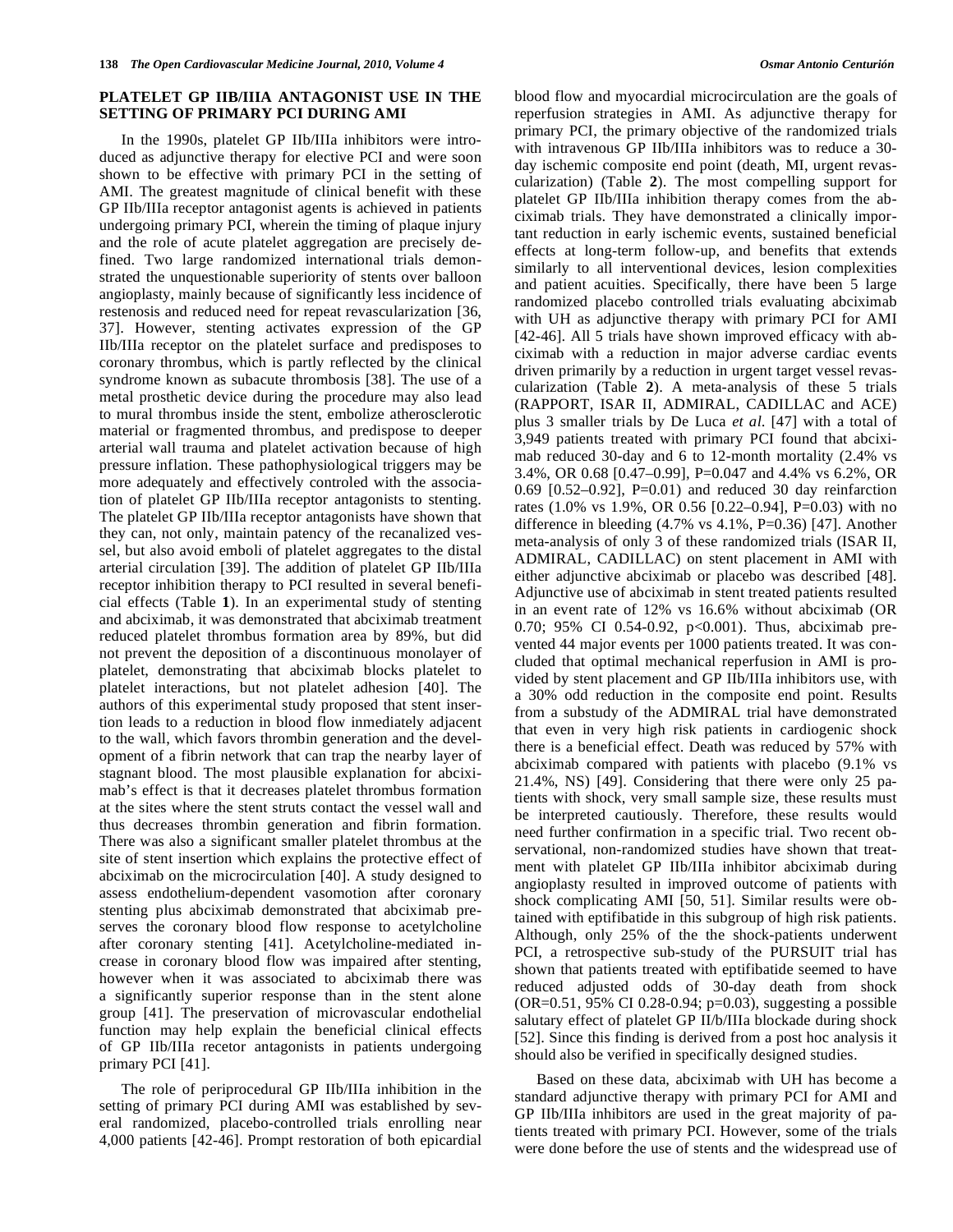## PLATELET GP IIB/IIIA ANTAGONIST USE IN THE SETTING OF PRIMARY PCI DURING AMI

In the 1990s, platelet GP IIb/IIIa inhibitors were introduced as adjunctive therapy for elective PCI and were soon shown to be effective with primary PCI in the setting of AMI. The greatest magnitude of clinical benefit with these GP IIb/IIIa receptor antagonist agents is achieved in patients undergoing primary PCI, wherein the timing of plaque injury and the role of acute platelet aggregation are precisely defined. Two large randomized international trials demonstrated the unquestionable superiority of stents over balloon angioplasty, mainly because of significantly less incidence of restenosis and reduced need for repeat revascularization [36, 37]. However, stenting activates expression of the GP IIb/IIIa receptor on the platelet surface and predisposes to coronary thrombus, which is partly reflected by the clinical syndrome known as subacute thrombosis [38]. The use of a metal prosthetic device during the procedure may also lead to mural thrombus inside the stent, embolize atherosclerotic material or fragmented thrombus, and predispose to deeper arterial wall trauma and platelet activation because of high pressure inflation. These pathophysiological triggers may be more adequately and effectively controled with the association of platelet GP IIb/IIIa receptor antagonists to stenting. The platelet GP IIb/IIIa receptor antagonists have shown that they can, not only, maintain patency of the recanalized vessel, but also avoid emboli of platelet aggregates to the distal arterial circulation [39]. The addition of platelet GP IIb/IIIa receptor inhibition therapy to PCI resulted in several beneficial effects (Table **1**). In an experimental study of stenting and abciximab, it was demonstrated that abciximab treatment reduced platelet thrombus formation area by 89%, but did not prevent the deposition of a discontinuous monolayer of platelet, demonstrating that abciximab blocks platelet to platelet interactions, but not platelet adhesion [40]. The authors of this experimental study proposed that stent insertion leads to a reduction in blood flow inmediately adjacent to the wall, which favors thrombin generation and the development of a fibrin network that can trap the nearby layer of stagnant blood. The most plausible explanation for abciximab's effect is that it decreases platelet thrombus formation at the sites where the stent struts contact the vessel wall and thus decreases thrombin generation and fibrin formation. There was also a significant smaller platelet thrombus at the site of stent insertion which explains the protective effect of abciximab on the microcirculation [40]. A study designed to assess endothelium-dependent vasomotion after coronary stenting plus abciximab demonstrated that abciximab preserves the coronary blood flow response to acetylcholine after coronary stenting [41]. Acetylcholine-mediated increase in coronary blood flow was impaired after stenting, however when it was associated to abciximab there was a significantly superior response than in the stent alone group [41]. The preservation of microvascular endothelial function may help explain the beneficial clinical effects of GP IIb/IIIa recetor antagonists in patients undergoing primary PCI [41].

The role of periprocedural GP IIb/IIIa inhibition in the setting of primary PCI during AMI was established by several randomized, placebo-controlled trials enrolling near 4,000 patients [42-46]. Prompt restoration of both epicardial blood flow and myocardial microcirculation are the goals of reperfusion strategies in AMI. As adjunctive therapy for primary PCI, the primary objective of the randomized trials with intravenous GP IIb/IIIa inhibitors was to reduce a 30-day ischemic composite end point (death, MI, urgent revascularization) (Table **2**). The most compelling support for platelet GP IIb/IIIa inhibition therapy comes from the abciximab trials. They have demonstrated a clinically important reduction in early ischemic events, sustained beneficial effects at long-term follow-up, and benefits that extends similarly to all interventional devices, lesion complexities and patient acuities. Specifically, there have been 5 large randomized placebo controlled trials evaluating abciximab with UH as adjunctive therapy with primary PCI for AMI [42-46]. All 5 trials have shown improved efficacy with abciximab with a reduction in major adverse cardiac events driven primarily by a reduction in urgent target vessel revascularization (Table **2**). A meta-analysis of these 5 trials (RAPPORT, ISAR II, ADMIRAL, CADILLAC and ACE) plus 3 smaller trials by De Luca *et al.* [47] with a total of 3,949 patients treated with primary PCI found that abciximab reduced 30-day and 6 to 12-month mortality (2.4% vs 3.4%, OR 0.68 [0.47–0.99], P=0.047 and 4.4% vs 6.2%, OR 0.69 [0.52–0.92], P=0.01) and reduced 30 day reinfarction rates (1.0% vs 1.9%, OR 0.56 [0.22–0.94], P=0.03) with no difference in bleeding (4.7% vs 4.1%, P=0.36) [47]. Another meta-analysis of only 3 of these randomized trials (ISAR II, ADMIRAL, CADILLAC) on stent placement in AMI with either adjunctive abciximab or placebo was described [48]. Adjunctive use of abciximab in stent treated patients resulted in an event rate of 12% vs 16.6% without abciximab (OR 0.70; 95% CI 0.54-0.92, p<0.001). Thus, abciximab prevented 44 major events per 1000 patients treated. It was concluded that optimal mechanical reperfusion in AMI is provided by stent placement and GP IIb/IIIa inhibitors use, with a 30% odd reduction in the composite end point. Results from a substudy of the ADMIRAL trial have demonstrated that even in very high risk patients in cardiogenic shock there is a beneficial effect. Death was reduced by 57% with abciximab compared with patients with placebo (9.1% vs 21.4%, NS) [49]. Considering that there were only 25 patients with shock, very small sample size, these results must be interpreted cautiously. Therefore, these results would need further confirmation in a specific trial. Two recent observational, non-randomized studies have shown that treatment with platelet GP IIb/IIIa inhibitor abciximab during angioplasty resulted in improved outcome of patients with shock complicating AMI [50, 51]. Similar results were obtained with eptifibatide in this subgroup of high risk patients. Although, only 25% of the the shock-patients underwent PCI, a retrospective sub-study of the PURSUIT trial has shown that patients treated with eptifibatide seemed to have reduced adjusted odds of 30-day death from shock (OR=0.51, 95% CI 0.28-0.94; p=0.03), suggesting a possible salutary effect of platelet GP II/b/IIIa blockade during shock [52]. Since this finding is derived from a post hoc analysis it should also be verified in specifically designed studies.

Based on these data, abciximab with UH has become a standard adjunctive therapy with primary PCI for AMI and GP IIb/IIIa inhibitors are used in the great majority of patients treated with primary PCI. However, some of the trials were done before the use of stents and the widespread use of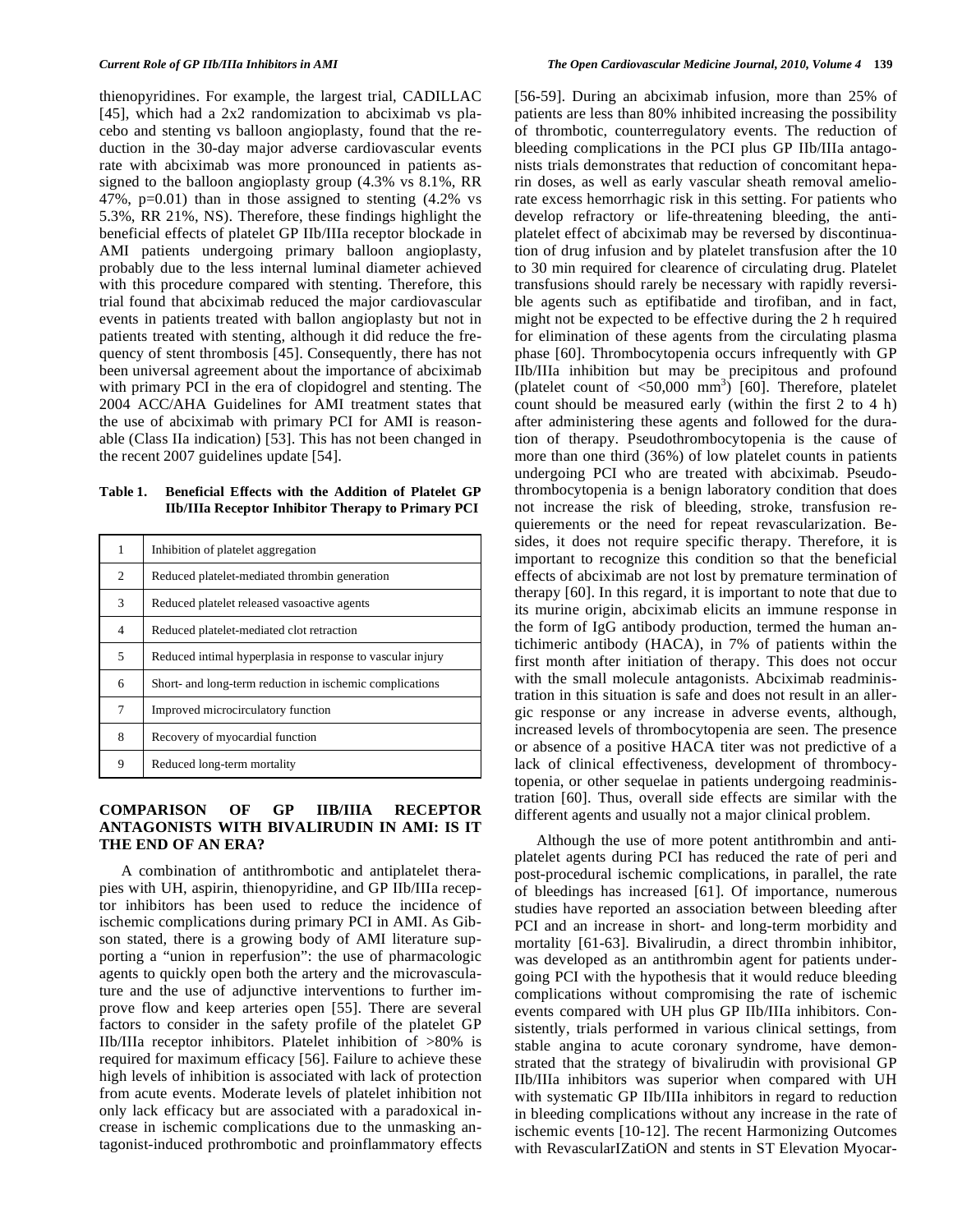thienopyridines. For example, the largest trial, CADILLAC [45], which had a 2x2 randomization to abciximab vs placebo and stenting vs balloon angioplasty, found that the reduction in the 30-day major adverse cardiovascular events rate with abciximab was more pronounced in patients assigned to the balloon angioplasty group (4.3% vs 8.1%, RR 47%, p=0.01) than in those assigned to stenting (4.2% vs 5.3%, RR 21%, NS). Therefore, these findings highlight the beneficial effects of platelet GP IIb/IIIa receptor blockade in AMI patients undergoing primary balloon angioplasty, probably due to the less internal luminal diameter achieved with this procedure compared with stenting. Therefore, this trial found that abciximab reduced the major cardiovascular events in patients treated with ballon angioplasty but not in patients treated with stenting, although it did reduce the frequency of stent thrombosis [45]. Consequently, there has not been universal agreement about the importance of abciximab with primary PCI in the era of clopidogrel and stenting. The 2004 ACC/AHA Guidelines for AMI treatment states that the use of abciximab with primary PCI for AMI is reasonable (Class IIa indication) [53]. This has not been changed in the recent 2007 guidelines update [54].

**Table 1. Beneficial Effects with the Addition of Platelet GP IIb/IIIa Receptor Inhibitor Therapy to Primary PCI**

| | |
|---|---|
| 1 | Inhibition of platelet aggregation |
| 2 | Reduced platelet-mediated thrombin generation |
| 3 | Reduced platelet released vasoactive agents |
| 4 | Reduced platelet-mediated clot retraction |
| 5 | Reduced intimal hyperplasia in response to vascular injury |
| 6 | Short- and long-term reduction in ischemic complications |
| 7 | Improved microcirculatory function |
| 8 | Recovery of myocardial function |
| 9 | Reduced long-term mortality |

## COMPARISON OF GP IIB/IIIA RECEPTOR ANTAGONISTS WITH BIVALIRUDIN IN AMI: IS IT THE END OF AN ERA?

A combination of antithrombotic and antiplatelet therapies with UH, aspirin, thienopyridine, and GP IIb/IIIa receptor inhibitors has been used to reduce the incidence of ischemic complications during primary PCI in AMI. As Gibson stated, there is a growing body of AMI literature supporting a "union in reperfusion": the use of pharmacologic agents to quickly open both the artery and the microvasculature and the use of adjunctive interventions to further improve flow and keep arteries open [55]. There are several factors to consider in the safety profile of the platelet GP IIb/IIIa receptor inhibitors. Platelet inhibition of >80% is required for maximum efficacy [56]. Failure to achieve these high levels of inhibition is associated with lack of protection from acute events. Moderate levels of platelet inhibition not only lack efficacy but are associated with a paradoxical increase in ischemic complications due to the unmasking antagonist-induced prothrombotic and proinflammatory effects [56-59]. During an abciximab infusion, more than 25% of patients are less than 80% inhibited increasing the possibility of thrombotic, counterregulatory events. The reduction of bleeding complications in the PCI plus GP IIb/IIIa antagonists trials demonstrates that reduction of concomitant heparin doses, as well as early vascular sheath removal ameliorate excess hemorrhagic risk in this setting. For patients who develop refractory or life-threatening bleeding, the antiplatelet effect of abciximab may be reversed by discontinuation of drug infusion and by platelet transfusion after the 10 to 30 min required for clearence of circulating drug. Platelet transfusions should rarely be necessary with rapidly reversible agents such as eptifibatide and tirofiban, and in fact, might not be expected to be effective during the 2 h required for elimination of these agents from the circulating plasma phase [60]. Thrombocytopenia occurs infrequently with GP IIb/IIIa inhibition but may be precipitous and profound (platelet count of <50,000 mm$^3$) [60]. Therefore, platelet count should be measured early (within the first 2 to 4 h) after administering these agents and followed for the duration of therapy. Pseudothrombocytopenia is the cause of more than one third (36%) of low platelet counts in patients undergoing PCI who are treated with abciximab. Pseudothrombocytopenia is a benign laboratory condition that does not increase the risk of bleeding, stroke, transfusion requierements or the need for repeat revascularization. Besides, it does not require specific therapy. Therefore, it is important to recognize this condition so that the beneficial effects of abciximab are not lost by premature termination of therapy [60]. In this regard, it is important to note that due to its murine origin, abciximab elicits an immune response in the form of IgG antibody production, termed the human antichimeric antibody (HACA), in 7% of patients within the first month after initiation of therapy. This does not occur with the small molecule antagonists. Abciximab readministration in this situation is safe and does not result in an allergic response or any increase in adverse events, although, increased levels of thrombocytopenia are seen. The presence or absence of a positive HACA titer was not predictive of a lack of clinical effectiveness, development of thrombocytopenia, or other sequelae in patients undergoing readministration [60]. Thus, overall side effects are similar with the different agents and usually not a major clinical problem.

Although the use of more potent antithrombin and antiplatelet agents during PCI has reduced the rate of peri and post-procedural ischemic complications, in parallel, the rate of bleedings has increased [61]. Of importance, numerous studies have reported an association between bleeding after PCI and an increase in short- and long-term morbidity and mortality [61-63]. Bivalirudin, a direct thrombin inhibitor, was developed as an antithrombin agent for patients undergoing PCI with the hypothesis that it would reduce bleeding complications without compromising the rate of ischemic events compared with UH plus GP IIb/IIIa inhibitors. Consistently, trials performed in various clinical settings, from stable angina to acute coronary syndrome, have demonstrated that the strategy of bivalirudin with provisional GP IIb/IIIa inhibitors was superior when compared with UH with systematic GP IIb/IIIa inhibitors in regard to reduction in bleeding complications without any increase in the rate of ischemic events [10-12]. The recent Harmonizing Outcomes with RevascularIZatiON and stents in ST Elevation Myocar-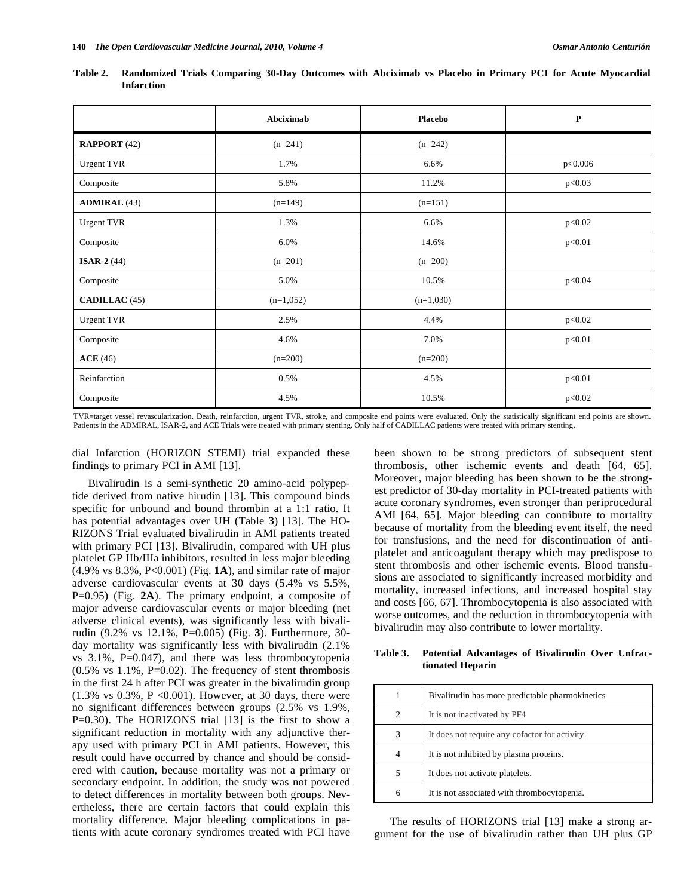**Table 2. Randomized Trials Comparing 30-Day Outcomes with Abciximab vs Placebo in Primary PCI for Acute Myocardial Infarction**

| | Abciximab | Placebo | P |
|---|---|---|---|
| **RAPPORT** (42) | (n=241) | (n=242) | |
| Urgent TVR | 1.7% | 6.6% | p<0.006 |
| Composite | 5.8% | 11.2% | p<0.03 |
| **ADMIRAL** (43) | (n=149) | (n=151) | |
| Urgent TVR | 1.3% | 6.6% | p<0.02 |
| Composite | 6.0% | 14.6% | p<0.01 |
| **ISAR-2** (44) | (n=201) | (n=200) | |
| Composite | 5.0% | 10.5% | p<0.04 |
| **CADILLAC** (45) | (n=1,052) | (n=1,030) | |
| Urgent TVR | 2.5% | 4.4% | p<0.02 |
| Composite | 4.6% | 7.0% | p<0.01 |
| **ACE** (46) | (n=200) | (n=200) | |
| Reinfarction | 0.5% | 4.5% | p<0.01 |
| Composite | 4.5% | 10.5% | p<0.02 |

TVR=target vessel revascularization. Death, reinfarction, urgent TVR, stroke, and composite end points were evaluated. Only the statistically significant end points are shown. Patients in the ADMIRAL, ISAR-2, and ACE Trials were treated with primary stenting. Only half of CADILLAC patients were treated with primary stenting.

dial Infarction (HORIZON STEMI) trial expanded these findings to primary PCI in AMI [13].

Bivalirudin is a semi-synthetic 20 amino-acid polypeptide derived from native hirudin [13]. This compound binds specific for unbound and bound thrombin at a 1:1 ratio. It has potential advantages over UH (Table **3**) [13]. The HORIZONS Trial evaluated bivalirudin in AMI patients treated with primary PCI [13]. Bivalirudin, compared with UH plus platelet GP IIb/IIIa inhibitors, resulted in less major bleeding (4.9% vs 8.3%, P<0.001) (Fig. **1A**), and similar rate of major adverse cardiovascular events at 30 days (5.4% vs 5.5%, P=0.95) (Fig. **2A**). The primary endpoint, a composite of major adverse cardiovascular events or major bleeding (net adverse clinical events), was significantly less with bivalirudin (9.2% vs 12.1%, P=0.005) (Fig. **3**). Furthermore, 30-day mortality was significantly less with bivalirudin (2.1% vs 3.1%, P=0.047), and there was less thrombocytopenia (0.5% vs 1.1%, P=0.02). The frequency of stent thrombosis in the first 24 h after PCI was greater in the bivalirudin group (1.3% vs 0.3%, P <0.001). However, at 30 days, there were no significant differences between groups (2.5% vs 1.9%, P=0.30). The HORIZONS trial [13] is the first to show a significant reduction in mortality with any adjunctive therapy used with primary PCI in AMI patients. However, this result could have occurred by chance and should be considered with caution, because mortality was not a primary or secondary endpoint. In addition, the study was not powered to detect differences in mortality between both groups. Nevertheless, there are certain factors that could explain this mortality difference. Major bleeding complications in patients with acute coronary syndromes treated with PCI have been shown to be strong predictors of subsequent stent thrombosis, other ischemic events and death [64, 65]. Moreover, major bleeding has been shown to be the strongest predictor of 30-day mortality in PCI-treated patients with acute coronary syndromes, even stronger than periprocedural AMI [64, 65]. Major bleeding can contribute to mortality because of mortality from the bleeding event itself, the need for transfusions, and the need for discontinuation of antiplatelet and anticoagulant therapy which may predispose to stent thrombosis and other ischemic events. Blood transfusions are associated to significantly increased morbidity and mortality, increased infections, and increased hospital stay and costs [66, 67]. Thrombocytopenia is also associated with worse outcomes, and the reduction in thrombocytopenia with bivalirudin may also contribute to lower mortality.

**Table 3. Potential Advantages of Bivalirudin Over Unfractionated Heparin**

| | |
|---|---|
| 1 | Bivalirudin has more predictable pharmokinetics |
| 2 | It is not inactivated by PF4 |
| 3 | It does not require any cofactor for activity. |
| 4 | It is not inhibited by plasma proteins. |
| 5 | It does not activate platelets. |
| 6 | It is not associated with thrombocytopenia. |

The results of HORIZONS trial [13] make a strong argument for the use of bivalirudin rather than UH plus GP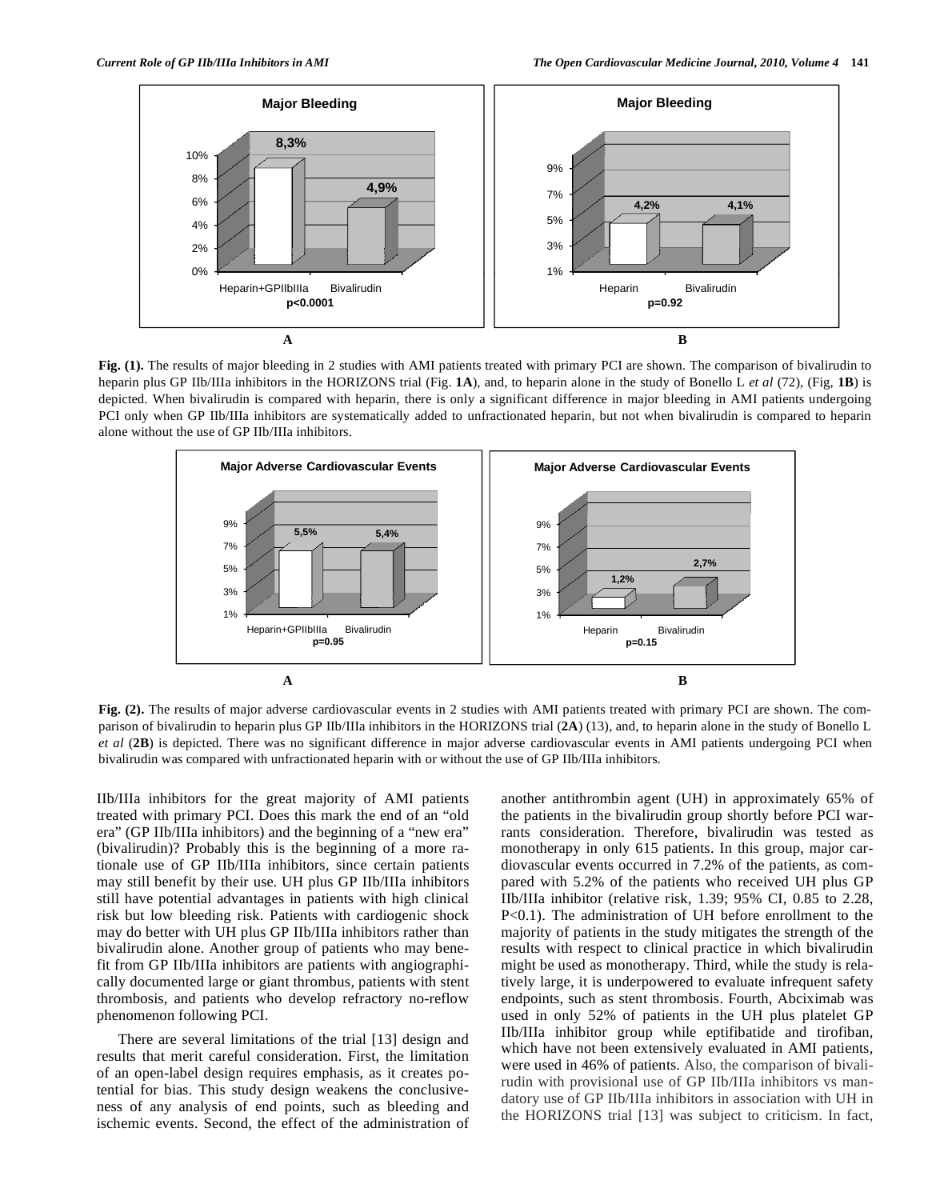Fig. (1). The results of major bleeding in 2 studies with AMI patients treated with primary PCI are shown. The comparison of bivalirudin to heparin plus GP IIb/IIIa inhibitors in the HORIZONS trial (Fig. **1A**), and, to heparin alone in the study of Bonello L *et al* (72), (Fig, **1B**) is depicted. When bivalirudin is compared with heparin, there is only a significant difference in major bleeding in AMI patients undergoing PCI only when GP IIb/IIIa inhibitors are systematically added to unfractionated heparin, but not when bivalirudin is compared to heparin alone without the use of GP IIb/IIIa inhibitors.

Fig. (2). The results of major adverse cardiovascular events in 2 studies with AMI patients treated with primary PCI are shown. The comparison of bivalirudin to heparin plus GP IIb/IIIa inhibitors in the HORIZONS trial (**2A**) (13), and, to heparin alone in the study of Bonello L *et al* (**2B**) is depicted. There was no significant difference in major adverse cardiovascular events in AMI patients undergoing PCI when bivalirudin was compared with unfractionated heparin with or without the use of GP IIb/IIIa inhibitors.

IIb/IIIa inhibitors for the great majority of AMI patients treated with primary PCI. Does this mark the end of an "old era" (GP IIb/IIIa inhibitors) and the beginning of a "new era" (bivalirudin)? Probably this is the beginning of a more rationale use of GP IIb/IIIa inhibitors, since certain patients may still benefit by their use. UH plus GP IIb/IIIa inhibitors still have potential advantages in patients with high clinical risk but low bleeding risk. Patients with cardiogenic shock may do better with UH plus GP IIb/IIIa inhibitors rather than bivalirudin alone. Another group of patients who may benefit from GP IIb/IIIa inhibitors are patients with angiographically documented large or giant thrombus, patients with stent thrombosis, and patients who develop refractory no-reflow phenomenon following PCI.

There are several limitations of the trial [13] design and results that merit careful consideration. First, the limitation of an open-label design requires emphasis, as it creates potential for bias. This study design weakens the conclusiveness of any analysis of end points, such as bleeding and ischemic events. Second, the effect of the administration of another antithrombin agent (UH) in approximately 65% of the patients in the bivalirudin group shortly before PCI warrants consideration. Therefore, bivalirudin was tested as monotherapy in only 615 patients. In this group, major cardiovascular events occurred in 7.2% of the patients, as compared with 5.2% of the patients who received UH plus GP IIb/IIIa inhibitor (relative risk, 1.39; 95% CI, 0.85 to 2.28, P<0.1). The administration of UH before enrollment to the majority of patients in the study mitigates the strength of the results with respect to clinical practice in which bivalirudin might be used as monotherapy. Third, while the study is relatively large, it is underpowered to evaluate infrequent safety endpoints, such as stent thrombosis. Fourth, Abciximab was used in only 52% of patients in the UH plus platelet GP IIb/IIIa inhibitor group while eptifibatide and tirofiban, which have not been extensively evaluated in AMI patients, were used in 46% of patients. Also, the comparison of bivalirudin with provisional use of GP IIb/IIIa inhibitors vs mandatory use of GP IIb/IIIa inhibitors in association with UH in the HORIZONS trial [13] was subject to criticism. In fact,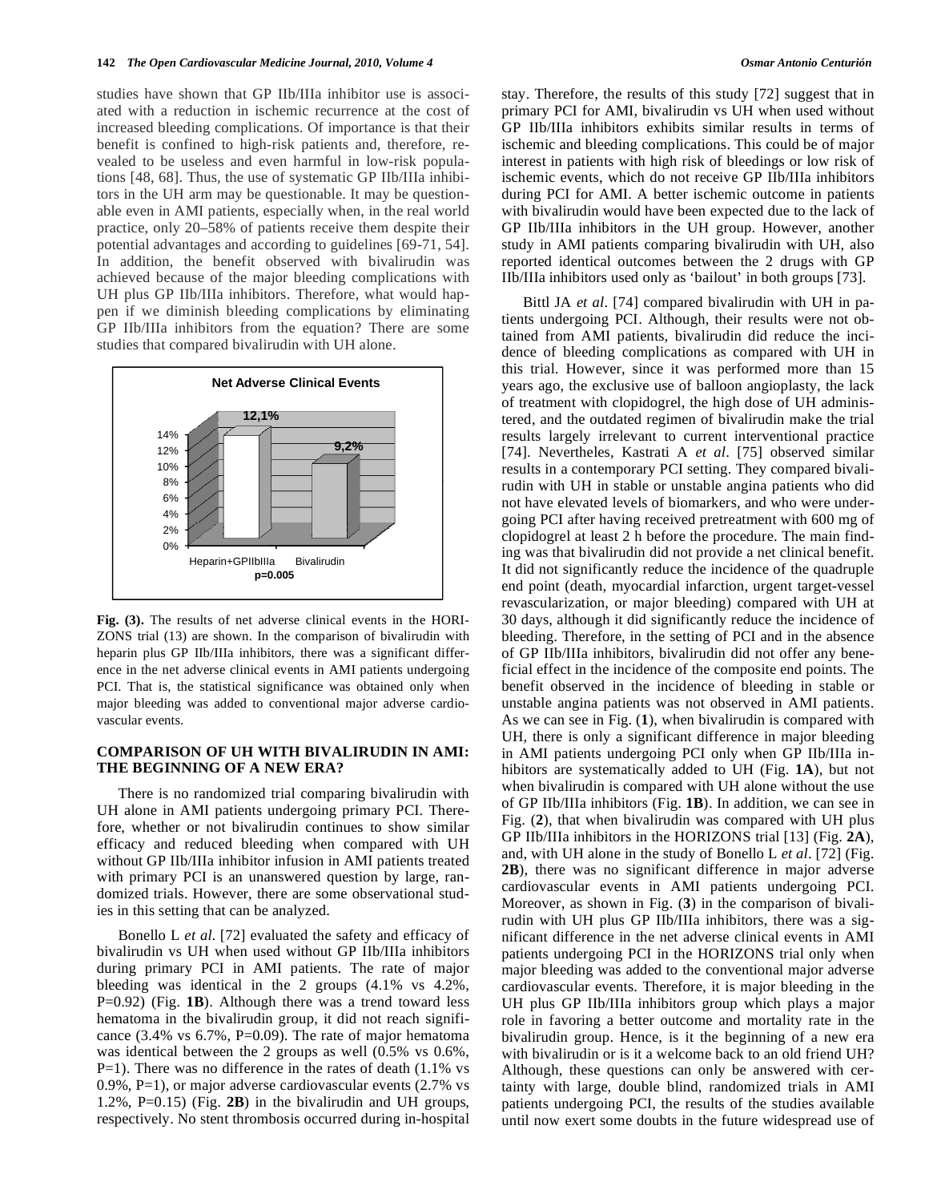studies have shown that GP IIb/IIIa inhibitor use is associated with a reduction in ischemic recurrence at the cost of increased bleeding complications. Of importance is that their benefit is confined to high-risk patients and, therefore, revealed to be useless and even harmful in low-risk populations [48, 68]. Thus, the use of systematic GP IIb/IIIa inhibitors in the UH arm may be questionable. It may be questionable even in AMI patients, especially when, in the real world practice, only 20–58% of patients receive them despite their potential advantages and according to guidelines [69-71, 54]. In addition, the benefit observed with bivalirudin was achieved because of the major bleeding complications with UH plus GP IIb/IIIa inhibitors. Therefore, what would happen if we diminish bleeding complications by eliminating GP IIb/IIIa inhibitors from the equation? There are some studies that compared bivalirudin with UH alone.

**Net Adverse Clinical Events**

| | Heparin+GPIIbIIIa | Bivalirudin |
|---|---|---|
| Net Adverse Clinical Events | 12,1% | 9,2% |

p=0.005

**Fig. (3).** The results of net adverse clinical events in the HORIZONS trial (13) are shown. In the comparison of bivalirudin with heparin plus GP IIb/IIIa inhibitors, there was a significant difference in the net adverse clinical events in AMI patients undergoing PCI. That is, the statistical significance was obtained only when major bleeding was added to conventional major adverse cardiovascular events.

## COMPARISON OF UH WITH BIVALIRUDIN IN AMI: THE BEGINNING OF A NEW ERA?

There is no randomized trial comparing bivalirudin with UH alone in AMI patients undergoing primary PCI. Therefore, whether or not bivalirudin continues to show similar efficacy and reduced bleeding when compared with UH without GP IIb/IIIa inhibitor infusion in AMI patients treated with primary PCI is an unanswered question by large, randomized trials. However, there are some observational studies in this setting that can be analyzed.

Bonello L *et al.* [72] evaluated the safety and efficacy of bivalirudin vs UH when used without GP IIb/IIIa inhibitors during primary PCI in AMI patients. The rate of major bleeding was identical in the 2 groups (4.1% vs 4.2%, P=0.92) (Fig. **1B**). Although there was a trend toward less hematoma in the bivalirudin group, it did not reach significance (3.4% vs 6.7%, P=0.09). The rate of major hematoma was identical between the 2 groups as well (0.5% vs 0.6%, P=1). There was no difference in the rates of death (1.1% vs 0.9%, P=1), or major adverse cardiovascular events (2.7% vs 1.2%, P=0.15) (Fig. **2B**) in the bivalirudin and UH groups, respectively. No stent thrombosis occurred during in-hospital stay. Therefore, the results of this study [72] suggest that in primary PCI for AMI, bivalirudin vs UH when used without GP IIb/IIIa inhibitors exhibits similar results in terms of ischemic and bleeding complications. This could be of major interest in patients with high risk of bleedings or low risk of ischemic events, which do not receive GP IIb/IIIa inhibitors during PCI for AMI. A better ischemic outcome in patients with bivalirudin would have been expected due to the lack of GP IIb/IIIa inhibitors in the UH group. However, another study in AMI patients comparing bivalirudin with UH, also reported identical outcomes between the 2 drugs with GP IIb/IIIa inhibitors used only as 'bailout' in both groups [73].

Bittl JA *et al*. [74] compared bivalirudin with UH in patients undergoing PCI. Although, their results were not obtained from AMI patients, bivalirudin did reduce the incidence of bleeding complications as compared with UH in this trial. However, since it was performed more than 15 years ago, the exclusive use of balloon angioplasty, the lack of treatment with clopidogrel, the high dose of UH administered, and the outdated regimen of bivalirudin make the trial results largely irrelevant to current interventional practice [74]. Nevertheles, Kastrati A *et al*. [75] observed similar results in a contemporary PCI setting. They compared bivalirudin with UH in stable or unstable angina patients who did not have elevated levels of biomarkers, and who were undergoing PCI after having received pretreatment with 600 mg of clopidogrel at least 2 h before the procedure. The main finding was that bivalirudin did not provide a net clinical benefit. It did not significantly reduce the incidence of the quadruple end point (death, myocardial infarction, urgent target-vessel revascularization, or major bleeding) compared with UH at 30 days, although it did significantly reduce the incidence of bleeding. Therefore, in the setting of PCI and in the absence of GP IIb/IIIa inhibitors, bivalirudin did not offer any beneficial effect in the incidence of the composite end points. The benefit observed in the incidence of bleeding in stable or unstable angina patients was not observed in AMI patients. As we can see in Fig. (**1**), when bivalirudin is compared with UH, there is only a significant difference in major bleeding in AMI patients undergoing PCI only when GP IIb/IIIa inhibitors are systematically added to UH (Fig. **1A**), but not when bivalirudin is compared with UH alone without the use of GP IIb/IIIa inhibitors (Fig. **1B**). In addition, we can see in Fig. (**2**), that when bivalirudin was compared with UH plus GP IIb/IIIa inhibitors in the HORIZONS trial [13] (Fig. **2A**), and, with UH alone in the study of Bonello L *et al*. [72] (Fig. **2B**), there was no significant difference in major adverse cardiovascular events in AMI patients undergoing PCI. Moreover, as shown in Fig. (**3**) in the comparison of bivalirudin with UH plus GP IIb/IIIa inhibitors, there was a significant difference in the net adverse clinical events in AMI patients undergoing PCI in the HORIZONS trial only when major bleeding was added to the conventional major adverse cardiovascular events. Therefore, it is major bleeding in the UH plus GP IIb/IIIa inhibitors group which plays a major role in favoring a better outcome and mortality rate in the bivalirudin group. Hence, is it the beginning of a new era with bivalirudin or is it a welcome back to an old friend UH? Although, these questions can only be answered with certainty with large, double blind, randomized trials in AMI patients undergoing PCI, the results of the studies available until now exert some doubts in the future widespread use of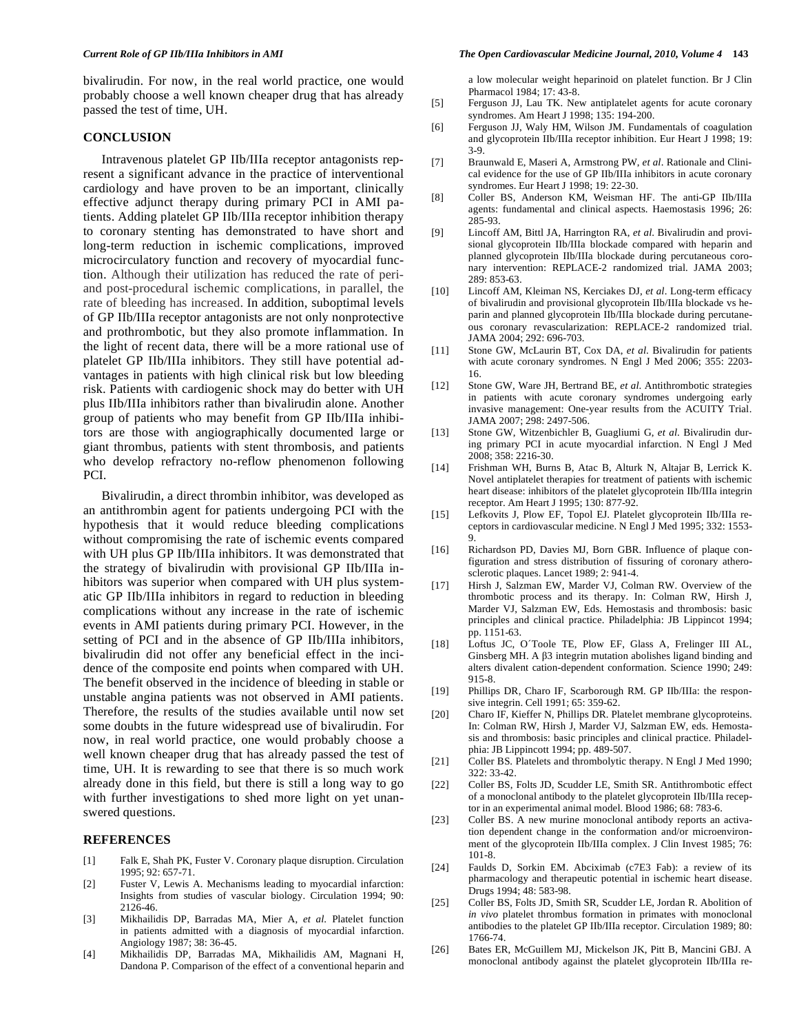bivalirudin. For now, in the real world practice, one would probably choose a well known cheaper drug that has already passed the test of time, UH.

## CONCLUSION

Intravenous platelet GP IIb/IIIa receptor antagonists represent a significant advance in the practice of interventional cardiology and have proven to be an important, clinically effective adjunct therapy during primary PCI in AMI patients. Adding platelet GP IIb/IIIa receptor inhibition therapy to coronary stenting has demonstrated to have short and long-term reduction in ischemic complications, improved microcirculatory function and recovery of myocardial function. Although their utilization has reduced the rate of peri- and post-procedural ischemic complications, in parallel, the rate of bleeding has increased. In addition, suboptimal levels of GP IIb/IIIa receptor antagonists are not only nonprotective and prothrombotic, but they also promote inflammation. In the light of recent data, there will be a more rational use of platelet GP IIb/IIIa inhibitors. They still have potential advantages in patients with high clinical risk but low bleeding risk. Patients with cardiogenic shock may do better with UH plus IIb/IIIa inhibitors rather than bivalirudin alone. Another group of patients who may benefit from GP IIb/IIIa inhibitors are those with angiographically documented large or giant thrombus, patients with stent thrombosis, and patients who develop refractory no-reflow phenomenon following PCI.

Bivalirudin, a direct thrombin inhibitor, was developed as an antithrombin agent for patients undergoing PCI with the hypothesis that it would reduce bleeding complications without compromising the rate of ischemic events compared with UH plus GP IIb/IIIa inhibitors. It was demonstrated that the strategy of bivalirudin with provisional GP IIb/IIIa inhibitors was superior when compared with UH plus systematic GP IIb/IIIa inhibitors in regard to reduction in bleeding complications without any increase in the rate of ischemic events in AMI patients during primary PCI. However, in the setting of PCI and in the absence of GP IIb/IIIa inhibitors, bivalirudin did not offer any beneficial effect in the incidence of the composite end points when compared with UH. The benefit observed in the incidence of bleeding in stable or unstable angina patients was not observed in AMI patients. Therefore, the results of the studies available until now set some doubts in the future widespread use of bivalirudin. For now, in real world practice, one would probably choose a well known cheaper drug that has already passed the test of time, UH. It is rewarding to see that there is so much work already done in this field, but there is still a long way to go with further investigations to shed more light on yet unanswered questions.

## REFERENCES

[1] Falk E, Shah PK, Fuster V. Coronary plaque disruption. Circulation 1995; 92: 657-71.

[2] Fuster V, Lewis A. Mechanisms leading to myocardial infarction: Insights from studies of vascular biology. Circulation 1994; 90: 2126-46.

[3] Mikhailidis DP, Barradas MA, Mier A, *et al.* Platelet function in patients admitted with a diagnosis of myocardial infarction. Angiology 1987; 38: 36-45.

[4] Mikhailidis DP, Barradas MA, Mikhailidis AM, Magnani H, Dandona P. Comparison of the effect of a conventional heparin and a low molecular weight heparinoid on platelet function. Br J Clin Pharmacol 1984; 17: 43-8.

[5] Ferguson JJ, Lau TK. New antiplatelet agents for acute coronary syndromes. Am Heart J 1998; 135: 194-200.

[6] Ferguson JJ, Waly HM, Wilson JM. Fundamentals of coagulation and glycoprotein IIb/IIIa receptor inhibition. Eur Heart J 1998; 19: 3-9.

[7] Braunwald E, Maseri A, Armstrong PW, *et al*. Rationale and Clinical evidence for the use of GP IIb/IIIa inhibitors in acute coronary syndromes. Eur Heart J 1998; 19: 22-30.

[8] Coller BS, Anderson KM, Weisman HF. The anti-GP IIb/IIIa agents: fundamental and clinical aspects. Haemostasis 1996; 26: 285-93.

[9] Lincoff AM, Bittl JA, Harrington RA, *et al.* Bivalirudin and provisional glycoprotein IIb/IIIa blockade compared with heparin and planned glycoprotein IIb/IIIa blockade during percutaneous coronary intervention: REPLACE-2 randomized trial. JAMA 2003; 289: 853-63.

[10] Lincoff AM, Kleiman NS, Kerciakes DJ, *et al*. Long-term efficacy of bivalirudin and provisional glycoprotein IIb/IIIa blockade vs heparin and planned glycoprotein IIb/IIIa blockade during percutaneous coronary revascularization: REPLACE-2 randomized trial. JAMA 2004; 292: 696-703.

[11] Stone GW, McLaurin BT, Cox DA, *et al.* Bivalirudin for patients with acute coronary syndromes. N Engl J Med 2006; 355: 2203-16.

[12] Stone GW, Ware JH, Bertrand BE, *et al.* Antithrombotic strategies in patients with acute coronary syndromes undergoing early invasive management: One-year results from the ACUITY Trial. JAMA 2007; 298: 2497-506.

[13] Stone GW, Witzenbichler B, Guagliumi G, *et al.* Bivalirudin during primary PCI in acute myocardial infarction. N Engl J Med 2008; 358: 2216-30.

[14] Frishman WH, Burns B, Atac B, Alturk N, Altajar B, Lerrick K. Novel antiplatelet therapies for treatment of patients with ischemic heart disease: inhibitors of the platelet glycoprotein IIb/IIIa integrin receptor. Am Heart J 1995; 130: 877-92.

[15] Lefkovits J, Plow EF, Topol EJ. Platelet glycoprotein IIb/IIIa receptors in cardiovascular medicine. N Engl J Med 1995; 332: 1553-9.

[16] Richardson PD, Davies MJ, Born GBR. Influence of plaque configuration and stress distribution of fissuring of coronary atherosclerotic plaques. Lancet 1989; 2: 941-4.

[17] Hirsh J, Salzman EW, Marder VJ, Colman RW. Overview of the thrombotic process and its therapy. In: Colman RW, Hirsh J, Marder VJ, Salzman EW, Eds. Hemostasis and thrombosis: basic principles and clinical practice. Philadelphia: JB Lippincot 1994; pp. 1151-63.

[18] Loftus JC, O´Toole TE, Plow EF, Glass A, Frelinger III AL, Ginsberg MH. A β3 integrin mutation abolishes ligand binding and alters divalent cation-dependent conformation. Science 1990; 249: 915-8.

[19] Phillips DR, Charo IF, Scarborough RM. GP IIb/IIIa: the responsive integrin. Cell 1991; 65: 359-62.

[20] Charo IF, Kieffer N, Phillips DR. Platelet membrane glycoproteins. In: Colman RW, Hirsh J, Marder VJ, Salzman EW, eds. Hemostasis and thrombosis: basic principles and clinical practice. Philadelphia: JB Lippincott 1994; pp. 489-507.

[21] Coller BS. Platelets and thrombolytic therapy. N Engl J Med 1990; 322: 33-42.

[22] Coller BS, Folts JD, Scudder LE, Smith SR. Antithrombotic effect of a monoclonal antibody to the platelet glycoprotein IIb/IIIa receptor in an experimental animal model. Blood 1986; 68: 783-6.

[23] Coller BS. A new murine monoclonal antibody reports an activation dependent change in the conformation and/or microenvironment of the glycoprotein IIb/IIIa complex. J Clin Invest 1985; 76: 101-8.

[24] Faulds D, Sorkin EM. Abciximab (c7E3 Fab): a review of its pharmacology and therapeutic potential in ischemic heart disease. Drugs 1994; 48: 583-98.

[25] Coller BS, Folts JD, Smith SR, Scudder LE, Jordan R. Abolition of *in vivo* platelet thrombus formation in primates with monoclonal antibodies to the platelet GP IIb/IIIa receptor. Circulation 1989; 80: 1766-74.

[26] Bates ER, McGuillem MJ, Mickelson JK, Pitt B, Mancini GBJ. A monoclonal antibody against the platelet glycoprotein IIb/IIIa re-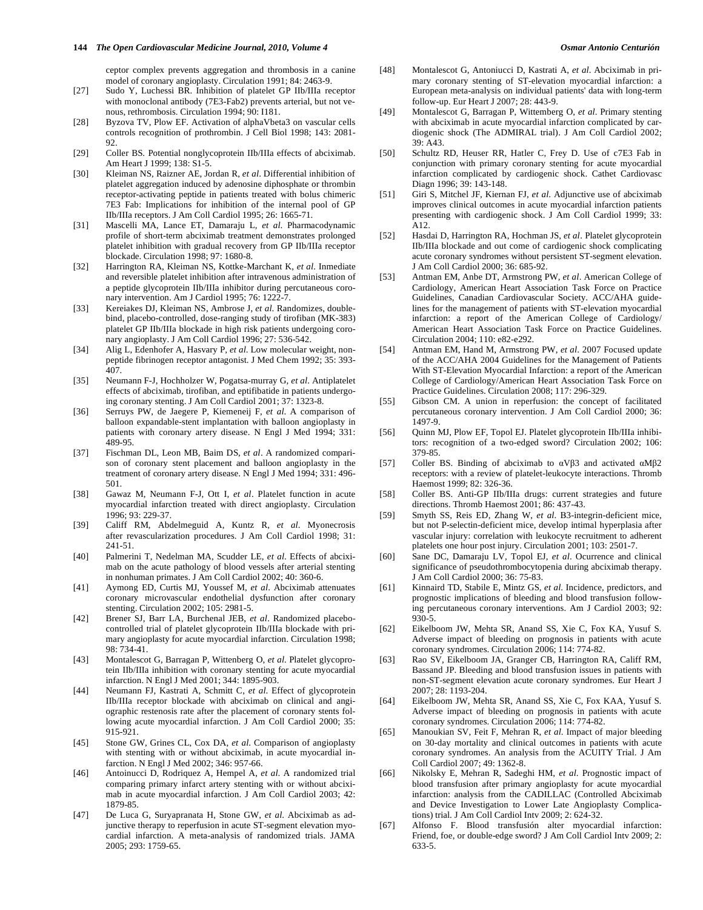ceptor complex prevents aggregation and thrombosis in a canine model of coronary angioplasty. Circulation 1991; 84: 2463-9.

[27] Sudo Y, Luchessi BR. Inhibition of platelet GP IIb/IIIa receptor with monoclonal antibody (7E3-Fab2) prevents arterial, but not venous, rethrombosis. Circulation 1994; 90: I181.

[28] Byzova TV, Plow EF. Activation of alphaVbeta3 on vascular cells controls recognition of prothrombin. J Cell Biol 1998; 143: 2081-92.

[29] Coller BS. Potential nonglycoprotein IIb/IIIa effects of abciximab. Am Heart J 1999; 138: S1-5.

[30] Kleiman NS, Raizner AE, Jordan R, *et al*. Differential inhibition of platelet aggregation induced by adenosine diphosphate or thrombin receptor-activating peptide in patients treated with bolus chimeric 7E3 Fab: Implications for inhibition of the internal pool of GP IIb/IIIa receptors. J Am Coll Cardiol 1995; 26: 1665-71.

[31] Mascelli MA, Lance ET, Damaraju L, *et al*. Pharmacodynamic profile of short-term abciximab treatment demonstrates prolonged platelet inhibition with gradual recovery from GP IIb/IIIa receptor blockade. Circulation 1998; 97: 1680-8.

[32] Harrington RA, Kleiman NS, Kottke-Marchant K, *et al*. Inmediate and reversible platelet inhibition after intravenous administration of a peptide glycoprotein IIb/IIIa inhibitor during percutaneous coronary intervention. Am J Cardiol 1995; 76: 1222-7.

[33] Kereiakes DJ, Kleiman NS, Ambrose J, *et al*. Randomizes, double-bind, placebo-controlled, dose-ranging study of tirofiban (MK-383) platelet GP IIb/IIIa blockade in high risk patients undergoing coronary angioplasty. J Am Coll Cardiol 1996; 27: 536-542.

[34] Alig L, Edenhofer A, Hasvary P, *et al*. Low molecular weight, non-peptide fibrinogen receptor antagonist. J Med Chem 1992; 35: 393-407.

[35] Neumann F-J, Hochholzer W, Pogatsa-murray G, *et al*. Antiplatelet effects of abciximab, tirofiban, and eptifibatide in patients undergoing coronary stenting. J Am Coll Cardiol 2001; 37: 1323-8.

[36] Serruys PW, de Jaegere P, Kiemeneij F, *et al*. A comparison of balloon expandable-stent implantation with balloon angioplasty in patients with coronary artery disease. N Engl J Med 1994; 331: 489-95.

[37] Fischman DL, Leon MB, Baim DS, *et al*. A randomized comparison of coronary stent placement and balloon angioplasty in the treatment of coronary artery disease. N Engl J Med 1994; 331: 496-501.

[38] Gawaz M, Neumann F-J, Ott I, *et al*. Platelet function in acute myocardial infarction treated with direct angioplasty. Circulation 1996; 93: 229-37.

[39] Califf RM, Abdelmeguid A, Kuntz R, *et al*. Myonecrosis after revascularization procedures. J Am Coll Cardiol 1998; 31: 241-51.

[40] Palmerini T, Nedelman MA, Scudder LE, *et al*. Effects of abciximab on the acute pathology of blood vessels after arterial stenting in nonhuman primates. J Am Coll Cardiol 2002; 40: 360-6.

[41] Aymong ED, Curtis MJ, Youssef M, *et al*. Abciximab attenuates coronary microvascular endothelial dysfunction after coronary stenting. Circulation 2002; 105: 2981-5.

[42] Brener SJ, Barr LA, Burchenal JEB, *et al*. Randomized placebo-controlled trial of platelet glycoprotein IIb/IIIa blockade with primary angioplasty for acute myocardial infarction. Circulation 1998; 98: 734-41.

[43] Montalescot G, Barragan P, Wittenberg O, *et al*. Platelet glycoprotein IIb/IIIa inhibition with coronary stenting for acute myocardial infarction. N Engl J Med 2001; 344: 1895-903.

[44] Neumann FJ, Kastrati A, Schmitt C, *et al*. Effect of glycoprotein IIb/IIIa receptor blockade with abciximab on clinical and angiographic restenosis rate after the placement of coronary stents following acute myocardial infarction. J Am Coll Cardiol 2000; 35: 915-921.

[45] Stone GW, Grines CL, Cox DA, *et al*. Comparison of angioplasty with stenting with or without abciximab, in acute myocardial infarction. N Engl J Med 2002; 346: 957-66.

[46] Antoinucci D, Rodriquez A, Hempel A, *et al*. A randomized trial comparing primary infarct artery stenting with or without abciximab in acute myocardial infarction. J Am Coll Cardiol 2003; 42: 1879-85.

[47] De Luca G, Suryapranata H, Stone GW, *et al*. Abciximab as adjunctive therapy to reperfusion in acute ST-segment elevation myocardial infarction. A meta-analysis of randomized trials. JAMA 2005; 293: 1759-65.

[48] Montalescot G, Antoniucci D, Kastrati A, *et al*. Abciximab in primary coronary stenting of ST-elevation myocardial infarction: a European meta-analysis on individual patients' data with long-term follow-up. Eur Heart J 2007; 28: 443-9.

[49] Montalescot G, Barragan P, Wittemberg O, *et al*. Primary stenting with abciximab in acute myocardial infarction complicated by cardiogenic shock (The ADMIRAL trial). J Am Coll Cardiol 2002; 39: A43.

[50] Schultz RD, Heuser RR, Hatler C, Frey D. Use of c7E3 Fab in conjunction with primary coronary stenting for acute myocardial infarction complicated by cardiogenic shock. Cathet Cardiovasc Diagn 1996; 39: 143-148.

[51] Giri S, Mitchel JF, Kiernan FJ, *et al*. Adjunctive use of abciximab improves clinical outcomes in acute myocardial infarction patients presenting with cardiogenic shock. J Am Coll Cardiol 1999; 33: A12.

[52] Hasdai D, Harrington RA, Hochman JS, *et al*. Platelet glycoprotein IIb/IIIa blockade and out come of cardiogenic shock complicating acute coronary syndromes without persistent ST-segment elevation. J Am Coll Cardiol 2000; 36: 685-92.

[53] Antman EM, Anbe DT, Armstrong PW, *et al*. American College of Cardiology, American Heart Association Task Force on Practice Guidelines, Canadian Cardiovascular Society. ACC/AHA guidelines for the management of patients with ST-elevation myocardial infarction: a report of the American College of Cardiology/ American Heart Association Task Force on Practice Guidelines. Circulation 2004; 110: e82-e292.

[54] Antman EM, Hand M, Armstrong PW, *et al*. 2007 Focused update of the ACC/AHA 2004 Guidelines for the Management of Patients With ST-Elevation Myocardial Infarction: a report of the American College of Cardiology/American Heart Association Task Force on Practice Guidelines. Circulation 2008; 117: 296-329.

[55] Gibson CM. A union in reperfusion: the concept of facilitated percutaneous coronary intervention. J Am Coll Cardiol 2000; 36: 1497-9.

[56] Quinn MJ, Plow EF, Topol EJ. Platelet glycoprotein IIb/IIIa inhibitors: recognition of a two-edged sword? Circulation 2002; 106: 379-85.

[57] Coller BS. Binding of abciximab to αVβ3 and activated αMβ2 receptors: with a review of platelet-leukocyte interactions. Thromb Haemost 1999; 82: 326-36.

[58] Coller BS. Anti-GP IIb/IIIa drugs: current strategies and future directions. Thromb Haemost 2001; 86: 437-43.

[59] Smyth SS, Reis ED, Zhang W, *et al*. B3-integrin-deficient mice, but not P-selectin-deficient mice, develop intimal hyperplasia after vascular injury: correlation with leukocyte recruitment to adherent platelets one hour post injury. Circulation 2001; 103: 2501-7.

[60] Sane DC, Damaraju LV, Topol EJ, *et al*. Ocurrence and clinical significance of pseudothrombocytopenia during abciximab therapy. J Am Coll Cardiol 2000; 36: 75-83.

[61] Kinnaird TD, Stabile E, Mintz GS, *et al*. Incidence, predictors, and prognostic implications of bleeding and blood transfusion following percutaneous coronary interventions. Am J Cardiol 2003; 92: 930-5.

[62] Eikelboom JW, Mehta SR, Anand SS, Xie C, Fox KA, Yusuf S. Adverse impact of bleeding on prognosis in patients with acute coronary syndromes. Circulation 2006; 114: 774-82.

[63] Rao SV, Eikelboom JA, Granger CB, Harrington RA, Califf RM, Bassand JP. Bleeding and blood transfusion issues in patients with non-ST-segment elevation acute coronary syndromes. Eur Heart J 2007; 28: 1193-204.

[64] Eikelboom JW, Mehta SR, Anand SS, Xie C, Fox KAA, Yusuf S. Adverse impact of bleeding on prognosis in patients with acute coronary syndromes. Circulation 2006; 114: 774-82.

[65] Manoukian SV, Feit F, Mehran R, *et al*. Impact of major bleeding on 30-day mortality and clinical outcomes in patients with acute coronary syndromes. An analysis from the ACUITY Trial. J Am Coll Cardiol 2007; 49: 1362-8.

[66] Nikolsky E, Mehran R, Sadeghi HM, *et al*. Prognostic impact of blood transfusion after primary angioplasty for acute myocardial infarction: analysis from the CADILLAC (Controlled Abciximab and Device Investigation to Lower Late Angioplasty Complications) trial. J Am Coll Cardiol Intv 2009; 2: 624-32.

[67] Alfonso F. Blood transfusión alter myocardial infarction: Friend, foe, or double-edge sword? J Am Coll Cardiol Intv 2009; 2: 633-5.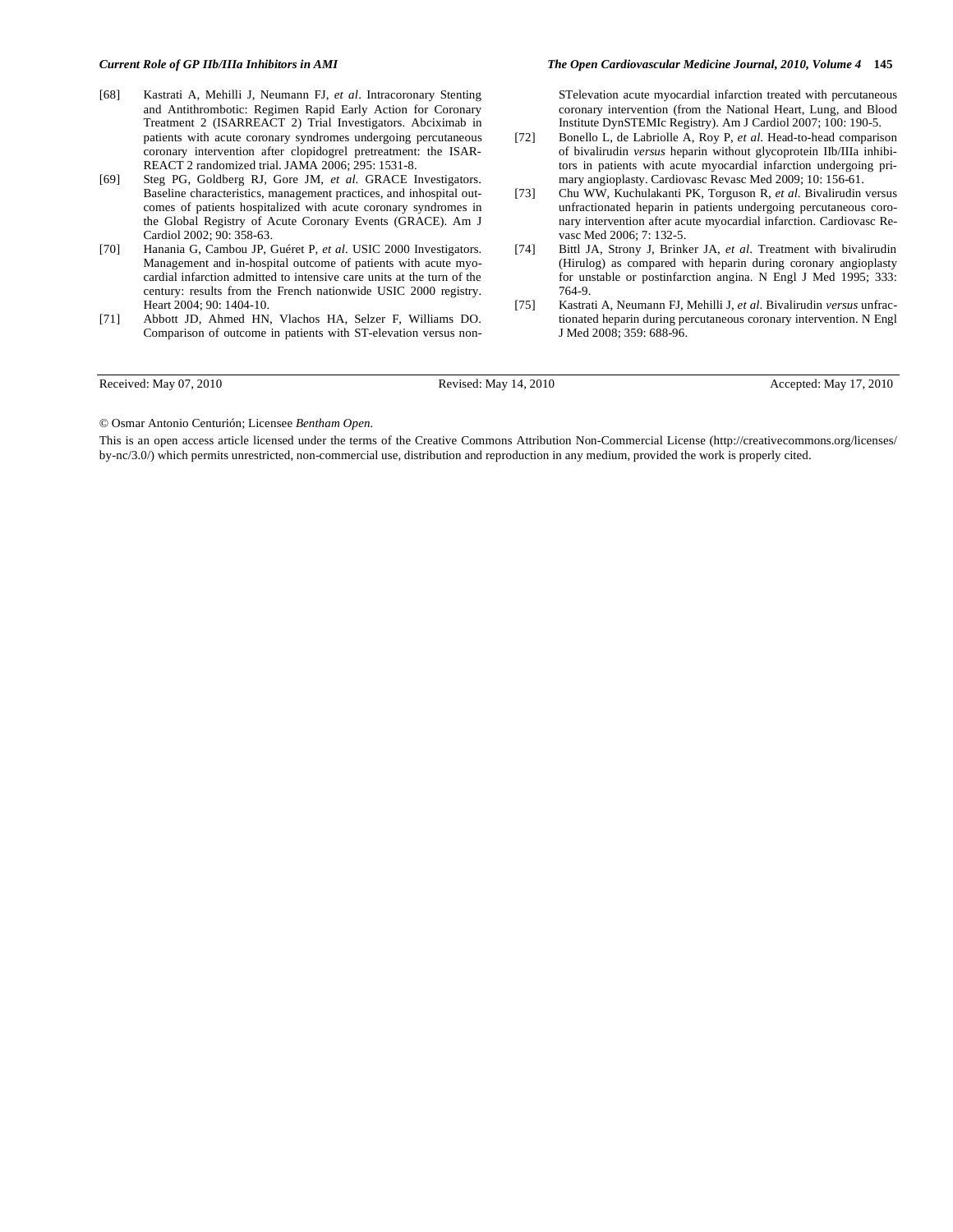[68] Kastrati A, Mehilli J, Neumann FJ, *et al*. Intracoronary Stenting and Antithrombotic: Regimen Rapid Early Action for Coronary Treatment 2 (ISARREACT 2) Trial Investigators. Abciximab in patients with acute coronary syndromes undergoing percutaneous coronary intervention after clopidogrel pretreatment: the ISAR-REACT 2 randomized trial. JAMA 2006; 295: 1531-8.

[69] Steg PG, Goldberg RJ, Gore JM, *et al.* GRACE Investigators. Baseline characteristics, management practices, and inhospital outcomes of patients hospitalized with acute coronary syndromes in the Global Registry of Acute Coronary Events (GRACE). Am J Cardiol 2002; 90: 358-63.

[70] Hanania G, Cambou JP, Guéret P, *et al*. USIC 2000 Investigators. Management and in-hospital outcome of patients with acute myocardial infarction admitted to intensive care units at the turn of the century: results from the French nationwide USIC 2000 registry. Heart 2004; 90: 1404-10.

[71] Abbott JD, Ahmed HN, Vlachos HA, Selzer F, Williams DO. Comparison of outcome in patients with ST-elevation versus non-STelevation acute myocardial infarction treated with percutaneous coronary intervention (from the National Heart, Lung, and Blood Institute DynSTEMIc Registry). Am J Cardiol 2007; 100: 190-5.

[72] Bonello L, de Labriolle A, Roy P, *et al.* Head-to-head comparison of bivalirudin *versus* heparin without glycoprotein IIb/IIIa inhibitors in patients with acute myocardial infarction undergoing primary angioplasty. Cardiovasc Revasc Med 2009; 10: 156-61.

[73] Chu WW, Kuchulakanti PK, Torguson R, *et al.* Bivalirudin versus unfractionated heparin in patients undergoing percutaneous coronary intervention after acute myocardial infarction. Cardiovasc Revasc Med 2006; 7: 132-5.

[74] Bittl JA, Strony J, Brinker JA, *et al*. Treatment with bivalirudin (Hirulog) as compared with heparin during coronary angioplasty for unstable or postinfarction angina. N Engl J Med 1995; 333: 764-9.

[75] Kastrati A, Neumann FJ, Mehilli J, *et al*. Bivalirudin *versus* unfractionated heparin during percutaneous coronary intervention. N Engl J Med 2008; 359: 688-96.

Received: May 07, 2010 Revised: May 14, 2010 Accepted: May 17, 2010

© Osmar Antonio Centurión; Licensee *Bentham Open.*

This is an open access article licensed under the terms of the Creative Commons Attribution Non-Commercial License (http://creativecommons.org/licenses/by-nc/3.0/) which permits unrestricted, non-commercial use, distribution and reproduction in any medium, provided the work is properly cited.